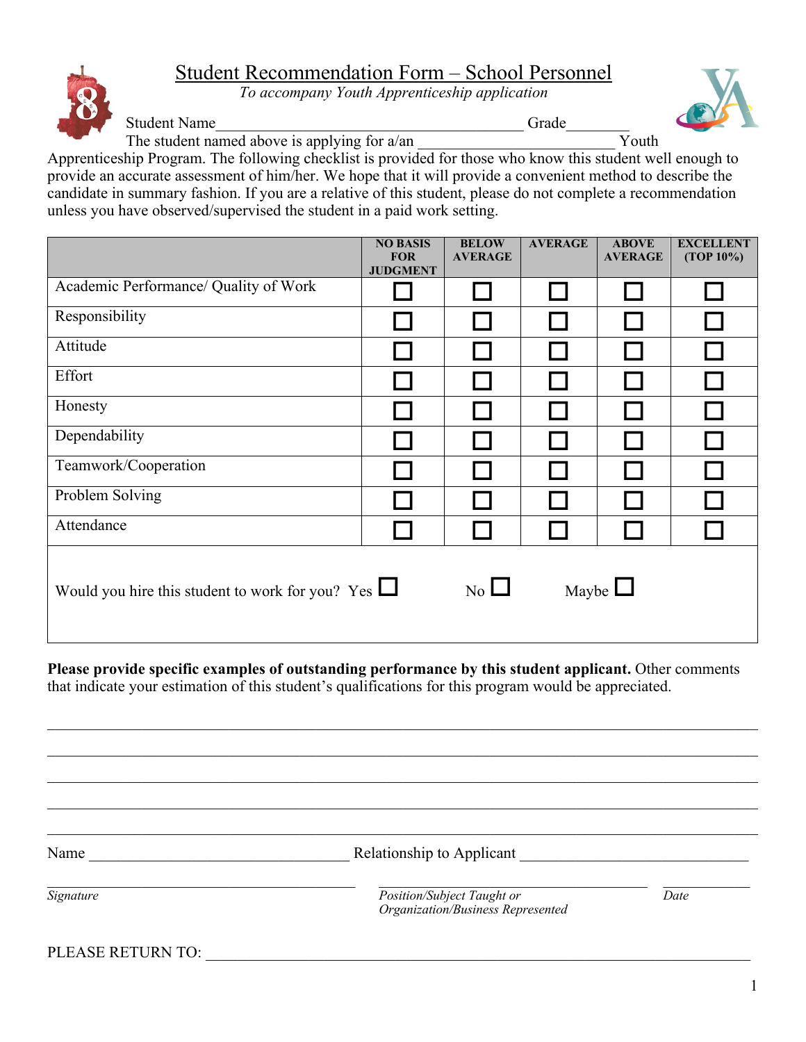# Student Recommendation Form – School Personnel

*To accompany Youth Apprenticeship application*

Student Name________________________________________ Grade________

The student named above is applying for a/an ________________________ Youth Apprenticeship Program. The following checklist is provided for those who know this student well enough to provide an accurate assessment of him/her. We hope that it will provide a convenient method to describe the candidate in summary fashion. If you are a relative of this student, please do not complete a recommendation unless you have observed/supervised the student in a paid work setting.

| | NO BASIS FOR JUDGMENT | BELOW AVERAGE | AVERAGE | ABOVE AVERAGE | EXCELLENT (TOP 10%) |
|---|---|---|---|---|---|
| Academic Performance/ Quality of Work | ☐ | ☐ | ☐ | ☐ | ☐ |
| Responsibility | ☐ | ☐ | ☐ | ☐ | ☐ |
| Attitude | ☐ | ☐ | ☐ | ☐ | ☐ |
| Effort | ☐ | ☐ | ☐ | ☐ | ☐ |
| Honesty | ☐ | ☐ | ☐ | ☐ | ☐ |
| Dependability | ☐ | ☐ | ☐ | ☐ | ☐ |
| Teamwork/Cooperation | ☐ | ☐ | ☐ | ☐ | ☐ |
| Problem Solving | ☐ | ☐ | ☐ | ☐ | ☐ |
| Attendance | ☐ | ☐ | ☐ | ☐ | ☐ |

Would you hire this student to work for you? Yes ☐ No ☐ Maybe ☐

**Please provide specific examples of outstanding performance by this student applicant.** Other comments that indicate your estimation of this student's qualifications for this program would be appreciated.

_______________________________________________________________________________

_______________________________________________________________________________

_______________________________________________________________________________

_______________________________________________________________________________

_______________________________________________________________________________

Name ________________________________ Relationship to Applicant ____________________________

________________________________________ ____________________________________ ___________

*Signature* *Position/Subject Taught or Organization/Business Represented* *Date*

PLEASE RETURN TO: _______________________________________________________________________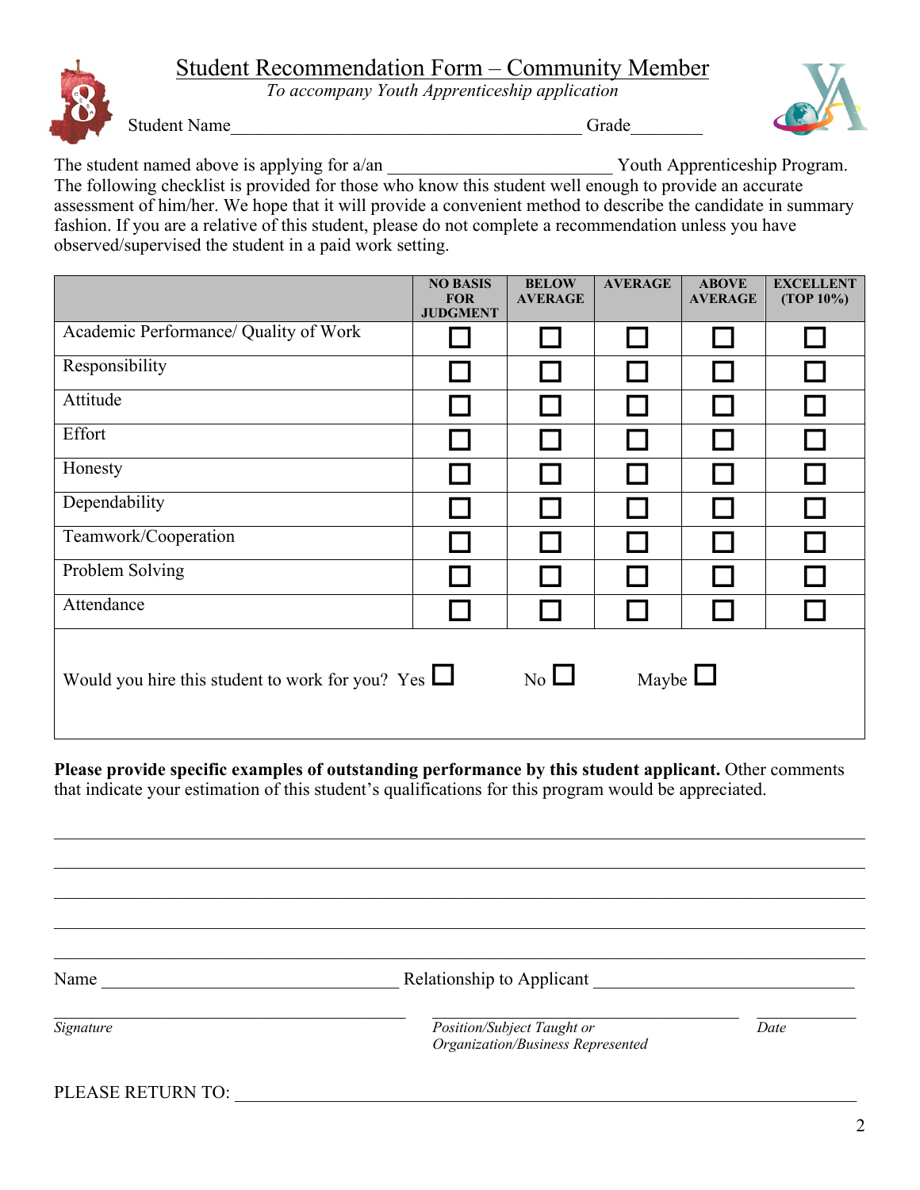# Student Recommendation Form – Community Member

*To accompany Youth Apprenticeship application*

Student Name_______________________________________ Grade________

The student named above is applying for a/an ________________________ Youth Apprenticeship Program. The following checklist is provided for those who know this student well enough to provide an accurate assessment of him/her. We hope that it will provide a convenient method to describe the candidate in summary fashion. If you are a relative of this student, please do not complete a recommendation unless you have observed/supervised the student in a paid work setting.

| | NO BASIS FOR JUDGMENT | BELOW AVERAGE | AVERAGE | ABOVE AVERAGE | EXCELLENT (TOP 10%) |
|---|---|---|---|---|---|
| Academic Performance/ Quality of Work | ☐ | ☐ | ☐ | ☐ | ☐ |
| Responsibility | ☐ | ☐ | ☐ | ☐ | ☐ |
| Attitude | ☐ | ☐ | ☐ | ☐ | ☐ |
| Effort | ☐ | ☐ | ☐ | ☐ | ☐ |
| Honesty | ☐ | ☐ | ☐ | ☐ | ☐ |
| Dependability | ☐ | ☐ | ☐ | ☐ | ☐ |
| Teamwork/Cooperation | ☐ | ☐ | ☐ | ☐ | ☐ |
| Problem Solving | ☐ | ☐ | ☐ | ☐ | ☐ |
| Attendance | ☐ | ☐ | ☐ | ☐ | ☐ |

Would you hire this student to work for you? Yes ☐ No ☐ Maybe ☐

**Please provide specific examples of outstanding performance by this student applicant.** Other comments that indicate your estimation of this student's qualifications for this program would be appreciated.

______________________________________________________________________________

______________________________________________________________________________

______________________________________________________________________________

______________________________________________________________________________

______________________________________________________________________________

Name ______________________________ Relationship to Applicant ____________________________

______________________________ ______________________________ ____________

*Signature* *Position/Subject Taught or Organization/Business Represented* *Date*

PLEASE RETURN TO: ______________________________________________________________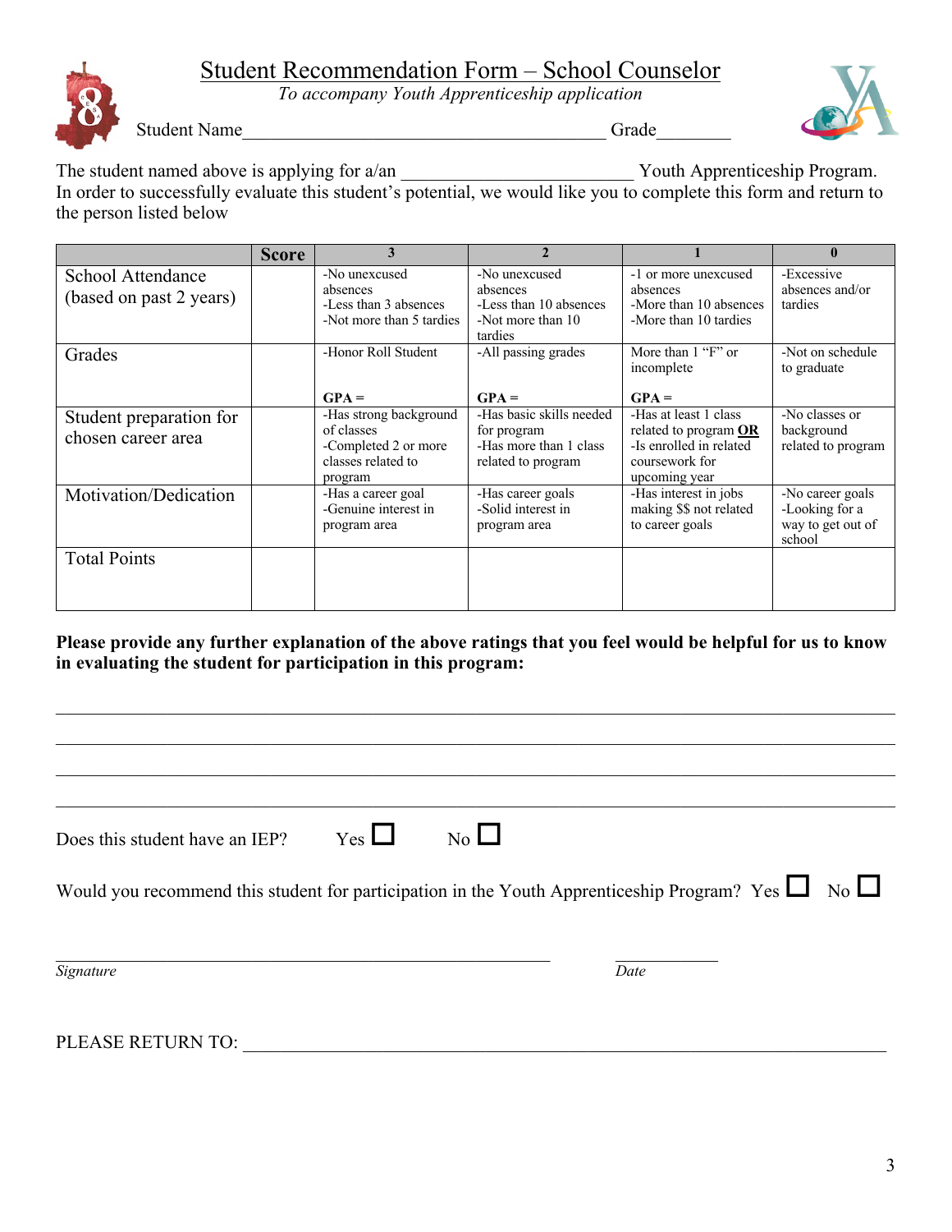// Student Recommendation Form – School Counselor

*To accompany Youth Apprenticeship application*

Student Name______________________________________ Grade________

The student named above is applying for a/an ________________________ Youth Apprenticeship Program. In order to successfully evaluate this student's potential, we would like you to complete this form and return to the person listed below

| | Score | 3 | 2 | 1 | 0 |
|---|---|---|---|---|---|
| School Attendance (based on past 2 years) | | -No unexcused absences<br>-Less than 3 absences<br>-Not more than 5 tardies | -No unexcused absences<br>-Less than 10 absences<br>-Not more than 10 tardies | -1 or more unexcused absences<br>-More than 10 absences<br>-More than 10 tardies | -Excessive absences and/or tardies |
| Grades | | -Honor Roll Student<br><br>**GPA =** | -All passing grades<br><br>**GPA =** | More than 1 "F" or incomplete<br><br>**GPA =** | -Not on schedule to graduate |
| Student preparation for chosen career area | | -Has strong background of classes<br>-Completed 2 or more classes related to program | -Has basic skills needed for program<br>-Has more than 1 class related to program | -Has at least 1 class related to program **OR**<br>-Is enrolled in related coursework for upcoming year | -No classes or background related to program |
| Motivation/Dedication | | -Has a career goal<br>-Genuine interest in program area | -Has career goals<br>-Solid interest in program area | -Has interest in jobs making $$ not related to career goals | -No career goals<br>-Looking for a way to get out of school |
| Total Points | | | | | |

**Please provide any further explanation of the above ratings that you feel would be helpful for us to know in evaluating the student for participation in this program:**

____________________________________________________________________________

____________________________________________________________________________

____________________________________________________________________________

____________________________________________________________________________

Does this student have an IEP? Yes ☐ No ☐

Would you recommend this student for participation in the Youth Apprenticeship Program? Yes ☐ No ☐

_______________________________________________ ____________

*Signature* *Date*

PLEASE RETURN TO: ____________________________________________________________